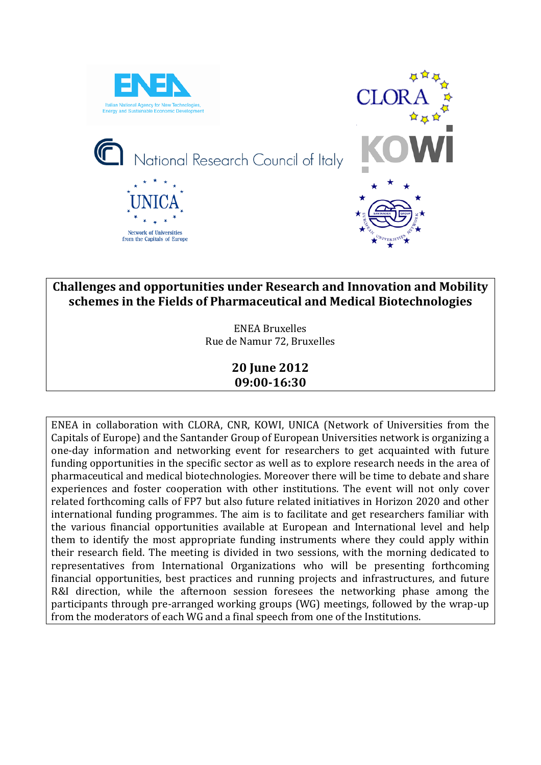ENEA

Italian National Agency for New Technologies, Energy and Sustainable Economic Development

CLORA

National Research Council of Italy

KOWI

UNICA

Network of Universities from the Capitals of Europe

Santander Group European Universities Network

# Challenges and opportunities under Research and Innovation and Mobility schemes in the Fields of Pharmaceutical and Medical Biotechnologies

ENEA Bruxelles
Rue de Namur 72, Bruxelles

**20 June 2012**
**09:00-16:30**

ENEA in collaboration with CLORA, CNR, KOWI, UNICA (Network of Universities from the Capitals of Europe) and the Santander Group of European Universities network is organizing a one-day information and networking event for researchers to get acquainted with future funding opportunities in the specific sector as well as to explore research needs in the area of pharmaceutical and medical biotechnologies. Moreover there will be time to debate and share experiences and foster cooperation with other institutions. The event will not only cover related forthcoming calls of FP7 but also future related initiatives in Horizon 2020 and other international funding programmes. The aim is to facilitate and get researchers familiar with the various financial opportunities available at European and International level and help them to identify the most appropriate funding instruments where they could apply within their research field. The meeting is divided in two sessions, with the morning dedicated to representatives from International Organizations who will be presenting forthcoming financial opportunities, best practices and running projects and infrastructures, and future R&I direction, while the afternoon session foresees the networking phase among the participants through pre-arranged working groups (WG) meetings, followed by the wrap-up from the moderators of each WG and a final speech from one of the Institutions.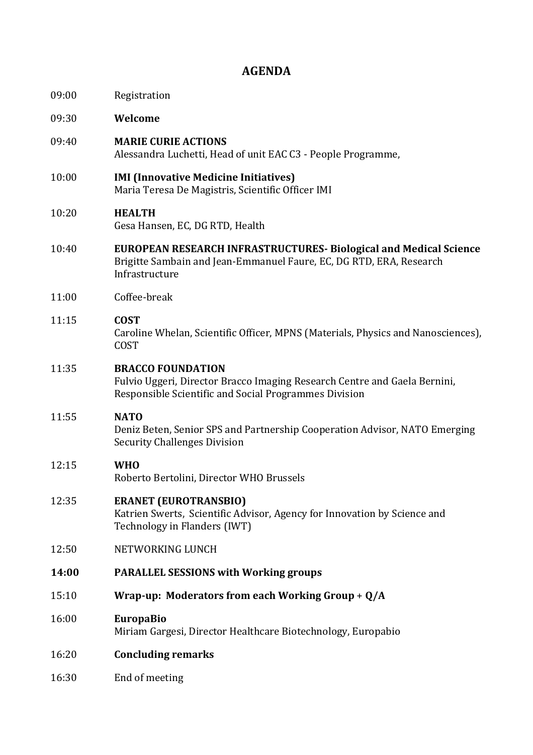# AGENDA

| | |
|---|---|
| 09:00 | Registration |
| 09:30 | **Welcome** |
| 09:40 | **MARIE CURIE ACTIONS**<br>Alessandra Luchetti, Head of unit EAC C3 - People Programme, |
| 10:00 | **IMI (Innovative Medicine Initiatives)**<br>Maria Teresa De Magistris, Scientific Officer IMI |
| 10:20 | **HEALTH**<br>Gesa Hansen, EC, DG RTD, Health |
| 10:40 | **EUROPEAN RESEARCH INFRASTRUCTURES- Biological and Medical Science**<br>Brigitte Sambain and Jean-Emmanuel Faure, EC, DG RTD, ERA, Research Infrastructure |
| 11:00 | Coffee-break |
| 11:15 | **COST**<br>Caroline Whelan, Scientific Officer, MPNS (Materials, Physics and Nanosciences), COST |
| 11:35 | **BRACCO FOUNDATION**<br>Fulvio Uggeri, Director Bracco Imaging Research Centre and Gaela Bernini, Responsible Scientific and Social Programmes Division |
| 11:55 | **NATO**<br>Deniz Beten, Senior SPS and Partnership Cooperation Advisor, NATO Emerging Security Challenges Division |
| 12:15 | **WHO**<br>Roberto Bertolini, Director WHO Brussels |
| 12:35 | **ERANET (EUROTRANSBIO)**<br>Katrien Swerts, Scientific Advisor, Agency for Innovation by Science and Technology in Flanders (IWT) |
| 12:50 | NETWORKING LUNCH |
| **14:00** | **PARALLEL SESSIONS with Working groups** |
| 15:10 | **Wrap-up: Moderators from each Working Group + Q/A** |
| 16:00 | **EuropaBio**<br>Miriam Gargesi, Director Healthcare Biotechnology, Europabio |
| 16:20 | **Concluding remarks** |
| 16:30 | End of meeting |